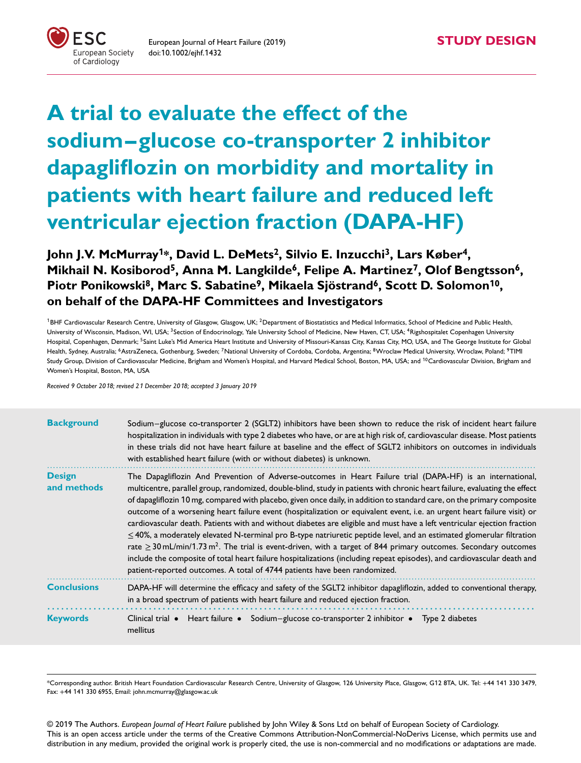STUDY DESIGN

# A trial to evaluate the effect of the sodium–glucose co-transporter 2 inhibitor dapagliflozin on morbidity and mortality in patients with heart failure and reduced left ventricular ejection fraction (DAPA-HF)

**John J.V. McMurray[1]\*, David L. DeMets[2], Silvio E. Inzucchi[3], Lars Køber[4], Mikhail N. Kosiborod[5], Anna M. Langkilde[6], Felipe A. Martinez[7], Olof Bengtsson[6], Piotr Ponikowski[8], Marc S. Sabatine[9], Mikaela Sjöstrand[6], Scott D. Solomon[10], on behalf of the DAPA-HF Committees and Investigators**

[1]BHF Cardiovascular Research Centre, University of Glasgow, Glasgow, UK; [2]Department of Biostatistics and Medical Informatics, School of Medicine and Public Health, University of Wisconsin, Madison, WI, USA; [3]Section of Endocrinology, Yale University School of Medicine, New Haven, CT, USA; [4]Rigshospitalet Copenhagen University Hospital, Copenhagen, Denmark; [5]Saint Luke's Mid America Heart Institute and University of Missouri-Kansas City, Kansas City, MO, USA, and The George Institute for Global Health, Sydney, Australia; [6]AstraZeneca, Gothenburg, Sweden; [7]National University of Cordoba, Cordoba, Argentina; [8]Wroclaw Medical University, Wroclaw, Poland; [9]TIMI Study Group, Division of Cardiovascular Medicine, Brigham and Women's Hospital, and Harvard Medical School, Boston, MA, USA; and [10]Cardiovascular Division, Brigham and Women's Hospital, Boston, MA, USA

*Received 9 October 2018; revised 21 December 2018; accepted 3 January 2019*

**Background** Sodium–glucose co-transporter 2 (SGLT2) inhibitors have been shown to reduce the risk of incident heart failure hospitalization in individuals with type 2 diabetes who have, or are at high risk of, cardiovascular disease. Most patients in these trials did not have heart failure at baseline and the effect of SGLT2 inhibitors on outcomes in individuals with established heart failure (with or without diabetes) is unknown.

**Design and methods** The Dapagliflozin And Prevention of Adverse-outcomes in Heart Failure trial (DAPA-HF) is an international, multicentre, parallel group, randomized, double-blind, study in patients with chronic heart failure, evaluating the effect of dapagliflozin 10 mg, compared with placebo, given once daily, in addition to standard care, on the primary composite outcome of a worsening heart failure event (hospitalization or equivalent event, i.e. an urgent heart failure visit) or cardiovascular death. Patients with and without diabetes are eligible and must have a left ventricular ejection fraction ≤40%, a moderately elevated N-terminal pro B-type natriuretic peptide level, and an estimated glomerular filtration rate ≥30 mL/min/1.73 $m^2$. The trial is event-driven, with a target of 844 primary outcomes. Secondary outcomes include the composite of total heart failure hospitalizations (including repeat episodes), and cardiovascular death and patient-reported outcomes. A total of 4744 patients have been randomized.

**Conclusions** DAPA-HF will determine the efficacy and safety of the SGLT2 inhibitor dapagliflozin, added to conventional therapy, in a broad spectrum of patients with heart failure and reduced ejection fraction.

**Keywords** Clinical trial • Heart failure • Sodium–glucose co-transporter 2 inhibitor • Type 2 diabetes mellitus

\*Corresponding author. British Heart Foundation Cardiovascular Research Centre, University of Glasgow, 126 University Place, Glasgow, G12 8TA, UK. Tel: +44 141 330 3479, Fax: +44 141 330 6955, Email: john.mcmurray@glasgow.ac.uk

© 2019 The Authors. *European Journal of Heart Failure* published by John Wiley & Sons Ltd on behalf of European Society of Cardiology. This is an open access article under the terms of the Creative Commons Attribution-NonCommercial-NoDerivs License, which permits use and distribution in any medium, provided the original work is properly cited, the use is non-commercial and no modifications or adaptations are made.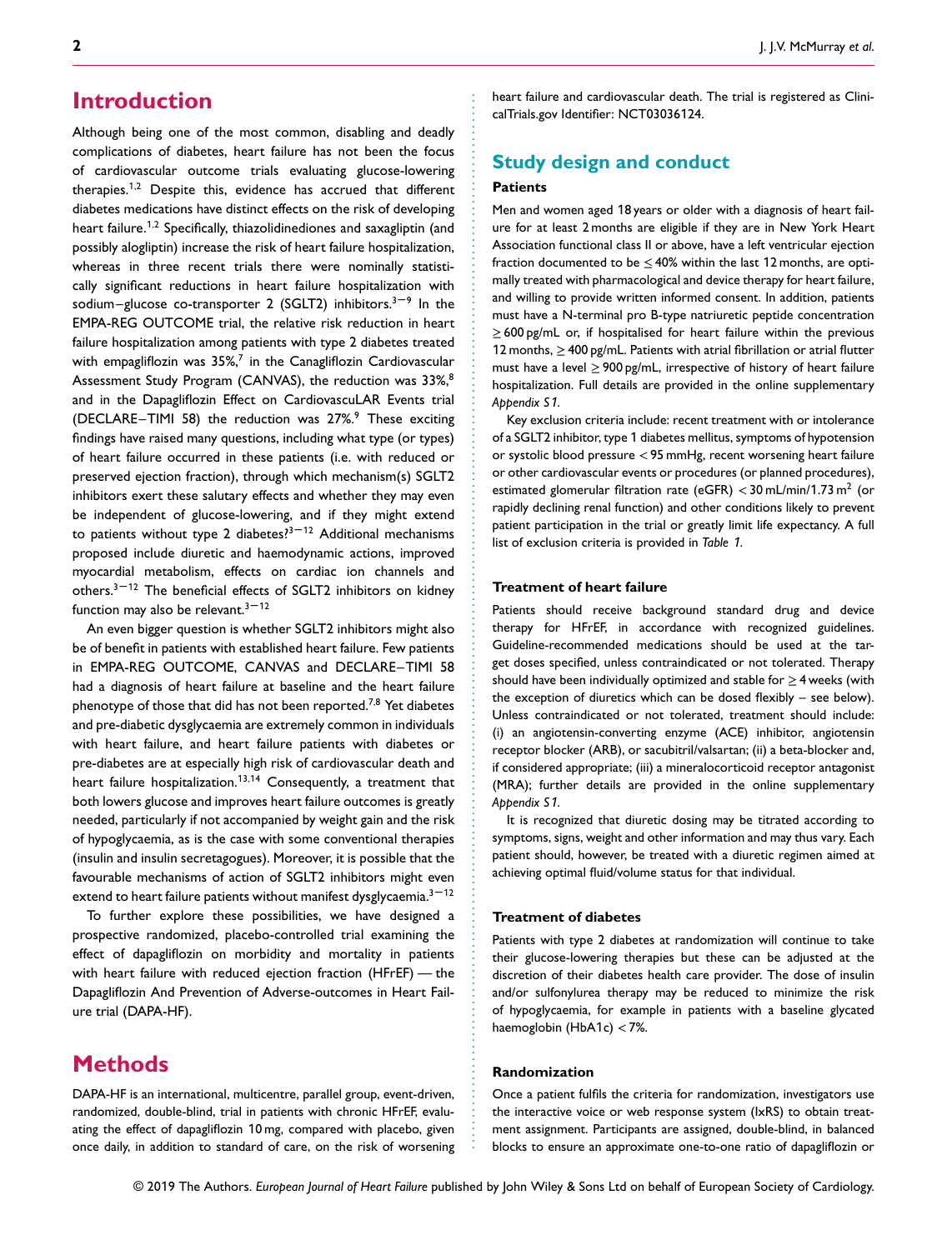# Introduction

Although being one of the most common, disabling and deadly complications of diabetes, heart failure has not been the focus of cardiovascular outcome trials evaluating glucose-lowering therapies.[1,2] Despite this, evidence has accrued that different diabetes medications have distinct effects on the risk of developing heart failure.[1,2] Specifically, thiazolidinediones and saxagliptin (and possibly alogliptin) increase the risk of heart failure hospitalization, whereas in three recent trials there were nominally statistically significant reductions in heart failure hospitalization with sodium–glucose co-transporter 2 (SGLT2) inhibitors.[3–9] In the EMPA-REG OUTCOME trial, the relative risk reduction in heart failure hospitalization among patients with type 2 diabetes treated with empagliflozin was 35%,[7] in the Canagliflozin Cardiovascular Assessment Study Program (CANVAS), the reduction was 33%,[8] and in the Dapagliflozin Effect on CardiovascuLAR Events trial (DECLARE–TIMI 58) the reduction was 27%.[9] These exciting findings have raised many questions, including what type (or types) of heart failure occurred in these patients (i.e. with reduced or preserved ejection fraction), through which mechanism(s) SGLT2 inhibitors exert these salutary effects and whether they may even be independent of glucose-lowering, and if they might extend to patients without type 2 diabetes?[3–12] Additional mechanisms proposed include diuretic and haemodynamic actions, improved myocardial metabolism, effects on cardiac ion channels and others.[3–12] The beneficial effects of SGLT2 inhibitors on kidney function may also be relevant.[3–12]

An even bigger question is whether SGLT2 inhibitors might also be of benefit in patients with established heart failure. Few patients in EMPA-REG OUTCOME, CANVAS and DECLARE–TIMI 58 had a diagnosis of heart failure at baseline and the heart failure phenotype of those that did has not been reported.[7,8] Yet diabetes and pre-diabetic dysglycaemia are extremely common in individuals with heart failure, and heart failure patients with diabetes or pre-diabetes are at especially high risk of cardiovascular death and heart failure hospitalization.[13,14] Consequently, a treatment that both lowers glucose and improves heart failure outcomes is greatly needed, particularly if not accompanied by weight gain and the risk of hypoglycaemia, as is the case with some conventional therapies (insulin and insulin secretagogues). Moreover, it is possible that the favourable mechanisms of action of SGLT2 inhibitors might even extend to heart failure patients without manifest dysglycaemia.[3–12]

To further explore these possibilities, we have designed a prospective randomized, placebo-controlled trial examining the effect of dapagliflozin on morbidity and mortality in patients with heart failure with reduced ejection fraction (HFrEF) — the Dapagliflozin And Prevention of Adverse-outcomes in Heart Failure trial (DAPA-HF).

# Methods

DAPA-HF is an international, multicentre, parallel group, event-driven, randomized, double-blind, trial in patients with chronic HFrEF, evaluating the effect of dapagliflozin 10 mg, compared with placebo, given once daily, in addition to standard of care, on the risk of worsening heart failure and cardiovascular death. The trial is registered as ClinicalTrials.gov Identifier: NCT03036124.

## Study design and conduct

### Patients

Men and women aged 18 years or older with a diagnosis of heart failure for at least 2 months are eligible if they are in New York Heart Association functional class II or above, have a left ventricular ejection fraction documented to be $\leq$ 40% within the last 12 months, are optimally treated with pharmacological and device therapy for heart failure, and willing to provide written informed consent. In addition, patients must have a N-terminal pro B-type natriuretic peptide concentration $\geq$ 600 pg/mL or, if hospitalised for heart failure within the previous 12 months, $\geq$ 400 pg/mL. Patients with atrial fibrillation or atrial flutter must have a level $\geq$ 900 pg/mL, irrespective of history of heart failure hospitalization. Full details are provided in the online supplementary *Appendix S1*.

Key exclusion criteria include: recent treatment with or intolerance of a SGLT2 inhibitor, type 1 diabetes mellitus, symptoms of hypotension or systolic blood pressure < 95 mmHg, recent worsening heart failure or other cardiovascular events or procedures (or planned procedures), estimated glomerular filtration rate (eGFR) < 30 mL/min/1.73 m$^2$ (or rapidly declining renal function) and other conditions likely to prevent patient participation in the trial or greatly limit life expectancy. A full list of exclusion criteria is provided in *Table 1*.

### Treatment of heart failure

Patients should receive background standard drug and device therapy for HFrEF, in accordance with recognized guidelines. Guideline-recommended medications should be used at the target doses specified, unless contraindicated or not tolerated. Therapy should have been individually optimized and stable for $\geq$ 4 weeks (with the exception of diuretics which can be dosed flexibly – see below). Unless contraindicated or not tolerated, treatment should include: (i) an angiotensin-converting enzyme (ACE) inhibitor, angiotensin receptor blocker (ARB), or sacubitril/valsartan; (ii) a beta-blocker and, if considered appropriate; (iii) a mineralocorticoid receptor antagonist (MRA); further details are provided in the online supplementary *Appendix S1*.

It is recognized that diuretic dosing may be titrated according to symptoms, signs, weight and other information and may thus vary. Each patient should, however, be treated with a diuretic regimen aimed at achieving optimal fluid/volume status for that individual.

### Treatment of diabetes

Patients with type 2 diabetes at randomization will continue to take their glucose-lowering therapies but these can be adjusted at the discretion of their diabetes health care provider. The dose of insulin and/or sulfonylurea therapy may be reduced to minimize the risk of hypoglycaemia, for example in patients with a baseline glycated haemoglobin (HbA1c) < 7%.

### Randomization

Once a patient fulfils the criteria for randomization, investigators use the interactive voice or web response system (IxRS) to obtain treatment assignment. Participants are assigned, double-blind, in balanced blocks to ensure an approximate one-to-one ratio of dapagliflozin or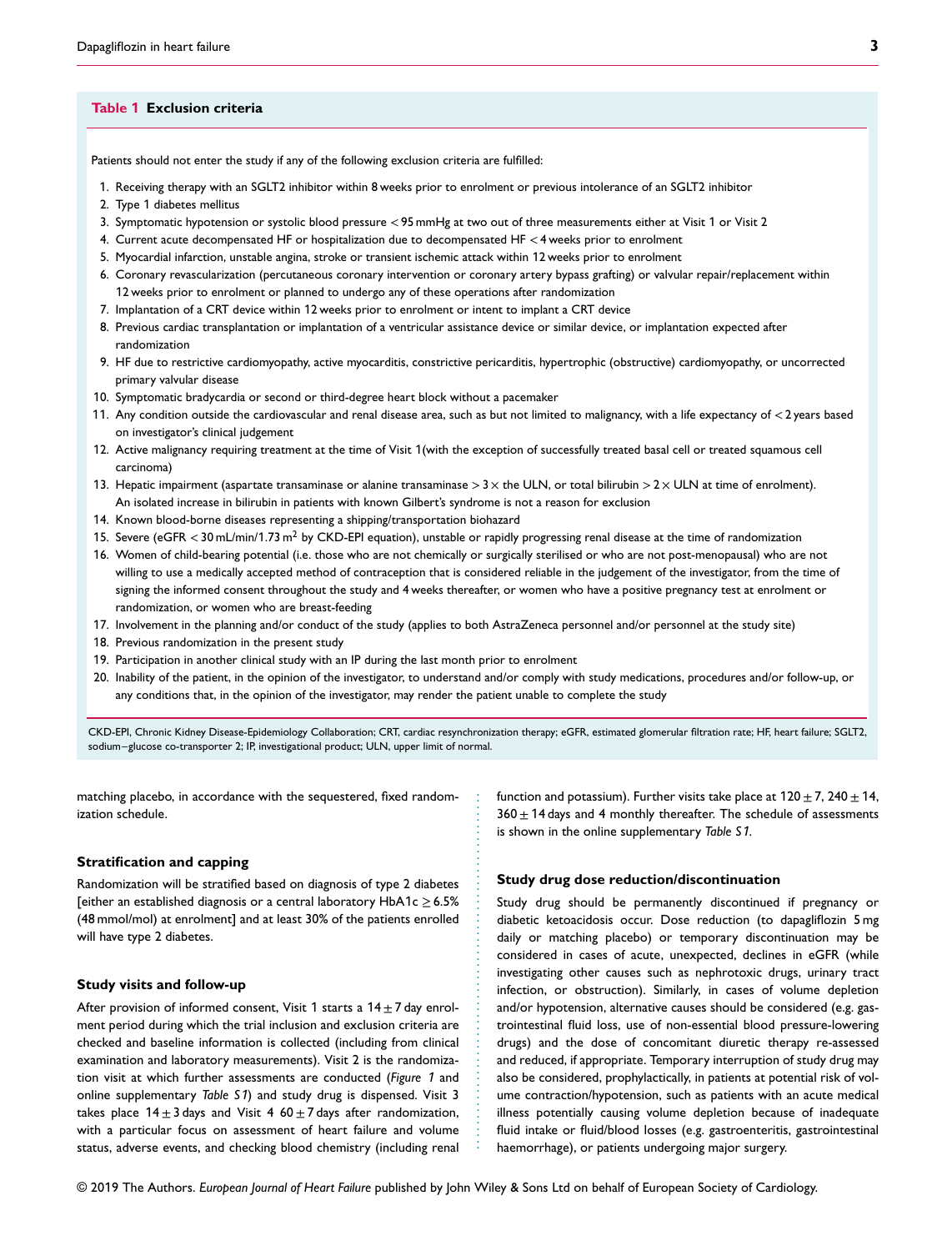**Table 1 Exclusion criteria**

Patients should not enter the study if any of the following exclusion criteria are fulfilled:

1. Receiving therapy with an SGLT2 inhibitor within 8 weeks prior to enrolment or previous intolerance of an SGLT2 inhibitor
2. Type 1 diabetes mellitus
3. Symptomatic hypotension or systolic blood pressure < 95 mmHg at two out of three measurements either at Visit 1 or Visit 2
4. Current acute decompensated HF or hospitalization due to decompensated HF < 4 weeks prior to enrolment
5. Myocardial infarction, unstable angina, stroke or transient ischemic attack within 12 weeks prior to enrolment
6. Coronary revascularization (percutaneous coronary intervention or coronary artery bypass grafting) or valvular repair/replacement within 12 weeks prior to enrolment or planned to undergo any of these operations after randomization
7. Implantation of a CRT device within 12 weeks prior to enrolment or intent to implant a CRT device
8. Previous cardiac transplantation or implantation of a ventricular assistance device or similar device, or implantation expected after randomization
9. HF due to restrictive cardiomyopathy, active myocarditis, constrictive pericarditis, hypertrophic (obstructive) cardiomyopathy, or uncorrected primary valvular disease
10. Symptomatic bradycardia or second or third-degree heart block without a pacemaker
11. Any condition outside the cardiovascular and renal disease area, such as but not limited to malignancy, with a life expectancy of < 2 years based on investigator's clinical judgement
12. Active malignancy requiring treatment at the time of Visit 1(with the exception of successfully treated basal cell or treated squamous cell carcinoma)
13. Hepatic impairment (aspartate transaminase or alanine transaminase > 3 × the ULN, or total bilirubin > 2 × ULN at time of enrolment). An isolated increase in bilirubin in patients with known Gilbert's syndrome is not a reason for exclusion
14. Known blood-borne diseases representing a shipping/transportation biohazard
15. Severe (eGFR < 30 mL/min/1.73 $m^2$ by CKD-EPI equation), unstable or rapidly progressing renal disease at the time of randomization
16. Women of child-bearing potential (i.e. those who are not chemically or surgically sterilised or who are not post-menopausal) who are not willing to use a medically accepted method of contraception that is considered reliable in the judgement of the investigator, from the time of signing the informed consent throughout the study and 4 weeks thereafter, or women who have a positive pregnancy test at enrolment or randomization, or women who are breast-feeding
17. Involvement in the planning and/or conduct of the study (applies to both AstraZeneca personnel and/or personnel at the study site)
18. Previous randomization in the present study
19. Participation in another clinical study with an IP during the last month prior to enrolment
20. Inability of the patient, in the opinion of the investigator, to understand and/or comply with study medications, procedures and/or follow-up, or any conditions that, in the opinion of the investigator, may render the patient unable to complete the study

CKD-EPI, Chronic Kidney Disease-Epidemiology Collaboration; CRT, cardiac resynchronization therapy; eGFR, estimated glomerular filtration rate; HF, heart failure; SGLT2, sodium–glucose co-transporter 2; IP, investigational product; ULN, upper limit of normal.

matching placebo, in accordance with the sequestered, fixed randomization schedule.

### Stratification and capping

Randomization will be stratified based on diagnosis of type 2 diabetes [either an established diagnosis or a central laboratory HbA1c ≥ 6.5% (48 mmol/mol) at enrolment] and at least 30% of the patients enrolled will have type 2 diabetes.

### Study visits and follow-up

After provision of informed consent, Visit 1 starts a 14 ± 7 day enrolment period during which the trial inclusion and exclusion criteria are checked and baseline information is collected (including from clinical examination and laboratory measurements). Visit 2 is the randomization visit at which further assessments are conducted (*Figure 1* and online supplementary *Table S1*) and study drug is dispensed. Visit 3 takes place 14 ± 3 days and Visit 4 60 ± 7 days after randomization, with a particular focus on assessment of heart failure and volume status, adverse events, and checking blood chemistry (including renal function and potassium). Further visits take place at 120 ± 7, 240 ± 14, 360 ± 14 days and 4 monthly thereafter. The schedule of assessments is shown in the online supplementary *Table S1*.

### Study drug dose reduction/discontinuation

Study drug should be permanently discontinued if pregnancy or diabetic ketoacidosis occur. Dose reduction (to dapagliflozin 5 mg daily or matching placebo) or temporary discontinuation may be considered in cases of acute, unexpected, declines in eGFR (while investigating other causes such as nephrotoxic drugs, urinary tract infection, or obstruction). Similarly, in cases of volume depletion and/or hypotension, alternative causes should be considered (e.g. gastrointestinal fluid loss, use of non-essential blood pressure-lowering drugs) and the dose of concomitant diuretic therapy re-assessed and reduced, if appropriate. Temporary interruption of study drug may also be considered, prophylactically, in patients at potential risk of volume contraction/hypotension, such as patients with an acute medical illness potentially causing volume depletion because of inadequate fluid intake or fluid/blood losses (e.g. gastroenteritis, gastrointestinal haemorrhage), or patients undergoing major surgery.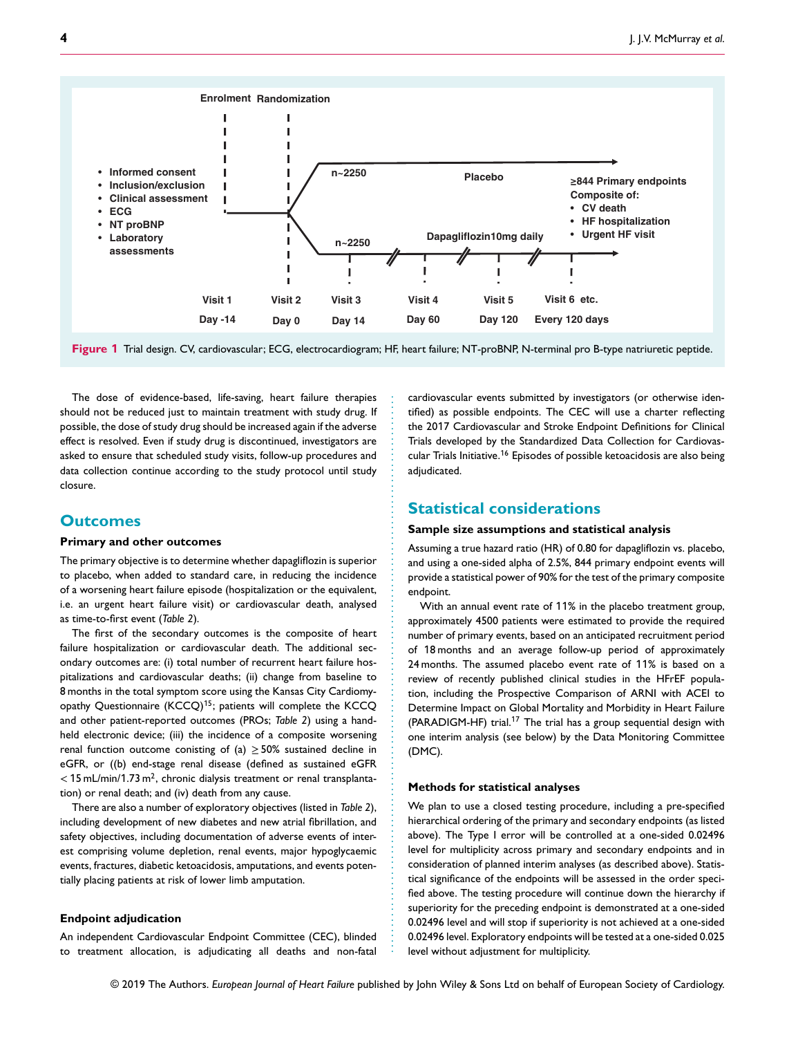Enrolment Randomization

- Informed consent
- Inclusion/exclusion
- Clinical assessment
- ECG
- NT proBNP
- Laboratory assessments

n~2250 Placebo

n~2250 Dapagliflozin10mg daily

≥844 Primary endpoints
Composite of:
- CV death
- HF hospitalization
- Urgent HF visit

| Visit 1 | Visit 2 | Visit 3 | Visit 4 | Visit 5 | Visit 6 etc. |
|---|---|---|---|---|---|
| Day -14 | Day 0 | Day 14 | Day 60 | Day 120 | Every 120 days |

**Figure 1** Trial design. CV, cardiovascular; ECG, electrocardiogram; HF, heart failure; NT-proBNP, N-terminal pro B-type natriuretic peptide.

The dose of evidence-based, life-saving, heart failure therapies should not be reduced just to maintain treatment with study drug. If possible, the dose of study drug should be increased again if the adverse effect is resolved. Even if study drug is discontinued, investigators are asked to ensure that scheduled study visits, follow-up procedures and data collection continue according to the study protocol until study closure.

## Outcomes

### Primary and other outcomes

The primary objective is to determine whether dapagliflozin is superior to placebo, when added to standard care, in reducing the incidence of a worsening heart failure episode (hospitalization or the equivalent, i.e. an urgent heart failure visit) or cardiovascular death, analysed as time-to-first event (*Table 2*).

The first of the secondary outcomes is the composite of heart failure hospitalization or cardiovascular death. The additional secondary outcomes are: (i) total number of recurrent heart failure hospitalizations and cardiovascular deaths; (ii) change from baseline to 8 months in the total symptom score using the Kansas City Cardiomyopathy Questionnaire (KCCQ)[15]; patients will complete the KCCQ and other patient-reported outcomes (PROs; *Table 2*) using a handheld electronic device; (iii) the incidence of a composite worsening renal function outcome consisting of (a) ≥50% sustained decline in eGFR, or ((b) end-stage renal disease (defined as sustained eGFR $<15$ mL/min/1.73 m$^2$, chronic dialysis treatment or renal transplantation) or renal death; and (iv) death from any cause.

There are also a number of exploratory objectives (listed in *Table 2*), including development of new diabetes and new atrial fibrillation, and safety objectives, including documentation of adverse events of interest comprising volume depletion, renal events, major hypoglycaemic events, fractures, diabetic ketoacidosis, amputations, and events potentially placing patients at risk of lower limb amputation.

### Endpoint adjudication

An independent Cardiovascular Endpoint Committee (CEC), blinded to treatment allocation, is adjudicating all deaths and non-fatal cardiovascular events submitted by investigators (or otherwise identified) as possible endpoints. The CEC will use a charter reflecting the 2017 Cardiovascular and Stroke Endpoint Definitions for Clinical Trials developed by the Standardized Data Collection for Cardiovascular Trials Initiative.[16] Episodes of possible ketoacidosis are also being adjudicated.

## Statistical considerations

### Sample size assumptions and statistical analysis

Assuming a true hazard ratio (HR) of 0.80 for dapagliflozin vs. placebo, and using a one-sided alpha of 2.5%, 844 primary endpoint events will provide a statistical power of 90% for the test of the primary composite endpoint.

With an annual event rate of 11% in the placebo treatment group, approximately 4500 patients were estimated to provide the required number of primary events, based on an anticipated recruitment period of 18 months and an average follow-up period of approximately 24 months. The assumed placebo event rate of 11% is based on a review of recently published clinical studies in the HFrEF population, including the Prospective Comparison of ARNI with ACEI to Determine Impact on Global Mortality and Morbidity in Heart Failure (PARADIGM-HF) trial.[17] The trial has a group sequential design with one interim analysis (see below) by the Data Monitoring Committee (DMC).

### Methods for statistical analyses

We plan to use a closed testing procedure, including a pre-specified hierarchical ordering of the primary and secondary endpoints (as listed above). The Type I error will be controlled at a one-sided 0.02496 level for multiplicity across primary and secondary endpoints and in consideration of planned interim analyses (as described above). Statistical significance of the endpoints will be assessed in the order specified above. The testing procedure will continue down the hierarchy if superiority for the preceding endpoint is demonstrated at a one-sided 0.02496 level and will stop if superiority is not achieved at a one-sided 0.02496 level. Exploratory endpoints will be tested at a one-sided 0.025 level without adjustment for multiplicity.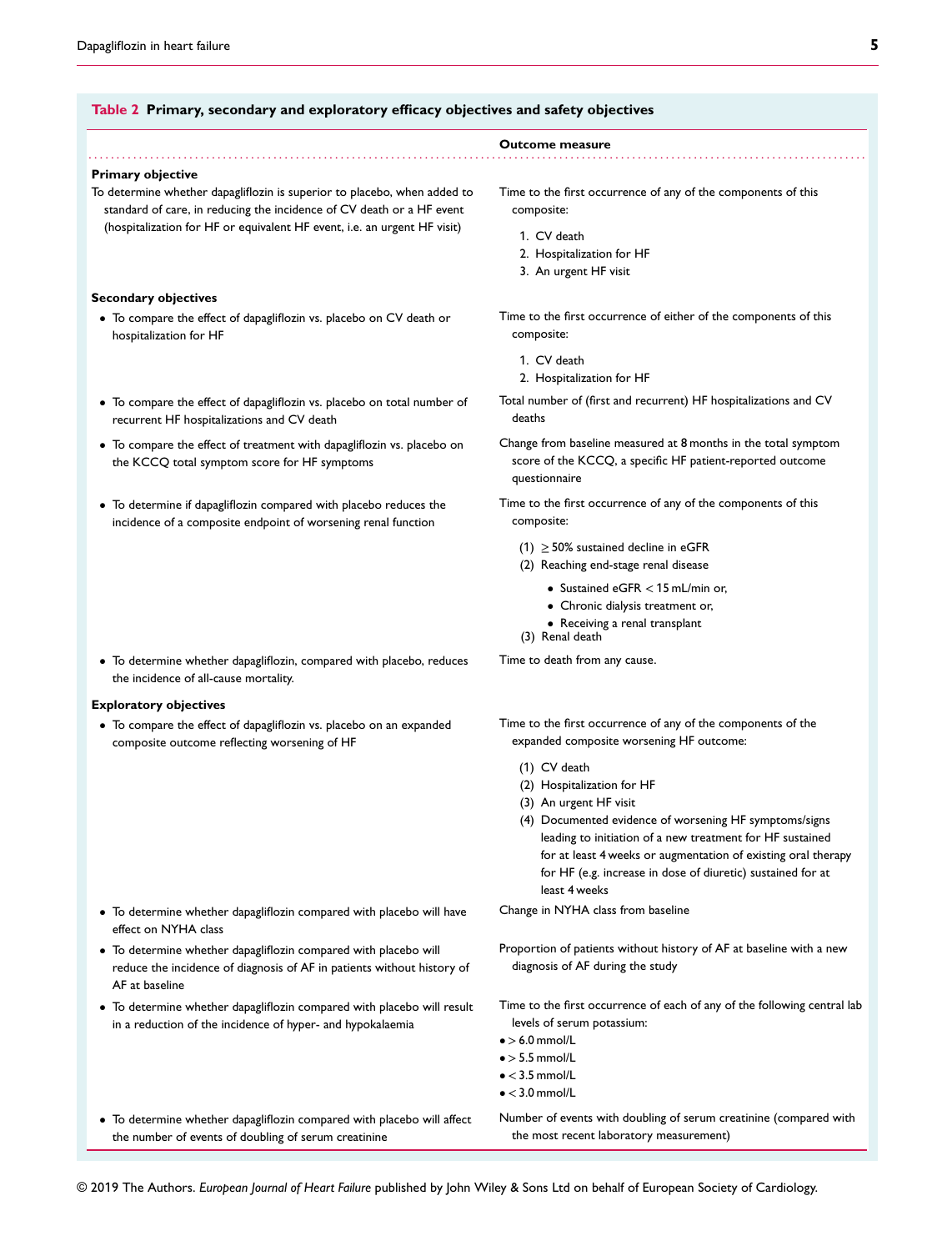**Table 2 Primary, secondary and exploratory efficacy objectives and safety objectives**

| | Outcome measure |
|---|---|
| **Primary objective** | |
| To determine whether dapagliflozin is superior to placebo, when added to standard of care, in reducing the incidence of CV death or a HF event (hospitalization for HF or equivalent HF event, i.e. an urgent HF visit) | Time to the first occurrence of any of the components of this composite:<br>1. CV death<br>2. Hospitalization for HF<br>3. An urgent HF visit |
| **Secondary objectives** | |
| • To compare the effect of dapagliflozin vs. placebo on CV death or hospitalization for HF | Time to the first occurrence of either of the components of this composite:<br>1. CV death<br>2. Hospitalization for HF |
| • To compare the effect of dapagliflozin vs. placebo on total number of recurrent HF hospitalizations and CV death | Total number of (first and recurrent) HF hospitalizations and CV deaths |
| • To compare the effect of treatment with dapagliflozin vs. placebo on the KCCQ total symptom score for HF symptoms | Change from baseline measured at 8 months in the total symptom score of the KCCQ, a specific HF patient-reported outcome questionnaire |
| • To determine if dapagliflozin compared with placebo reduces the incidence of a composite endpoint of worsening renal function | Time to the first occurrence of any of the components of this composite:<br>(1) $\geq$ 50% sustained decline in eGFR<br>(2) Reaching end-stage renal disease<br>• Sustained eGFR < 15 mL/min or,<br>• Chronic dialysis treatment or,<br>• Receiving a renal transplant<br>(3) Renal death |
| • To determine whether dapagliflozin, compared with placebo, reduces the incidence of all-cause mortality. | Time to death from any cause. |
| **Exploratory objectives** | |
| • To compare the effect of dapagliflozin vs. placebo on an expanded composite outcome reflecting worsening of HF | Time to the first occurrence of any of the components of the expanded composite worsening HF outcome:<br>(1) CV death<br>(2) Hospitalization for HF<br>(3) An urgent HF visit<br>(4) Documented evidence of worsening HF symptoms/signs leading to initiation of a new treatment for HF sustained for at least 4 weeks or augmentation of existing oral therapy for HF (e.g. increase in dose of diuretic) sustained for at least 4 weeks |
| • To determine whether dapagliflozin compared with placebo will have effect on NYHA class | Change in NYHA class from baseline |
| • To determine whether dapagliflozin compared with placebo will reduce the incidence of diagnosis of AF in patients without history of AF at baseline | Proportion of patients without history of AF at baseline with a new diagnosis of AF during the study |
| • To determine whether dapagliflozin compared with placebo will result in a reduction of the incidence of hyper- and hypokalaemia | Time to the first occurrence of each of any of the following central lab levels of serum potassium:<br>• > 6.0 mmol/L<br>• > 5.5 mmol/L<br>• < 3.5 mmol/L<br>• < 3.0 mmol/L |
| • To determine whether dapagliflozin compared with placebo will affect the number of events of doubling of serum creatinine | Number of events with doubling of serum creatinine (compared with the most recent laboratory measurement) |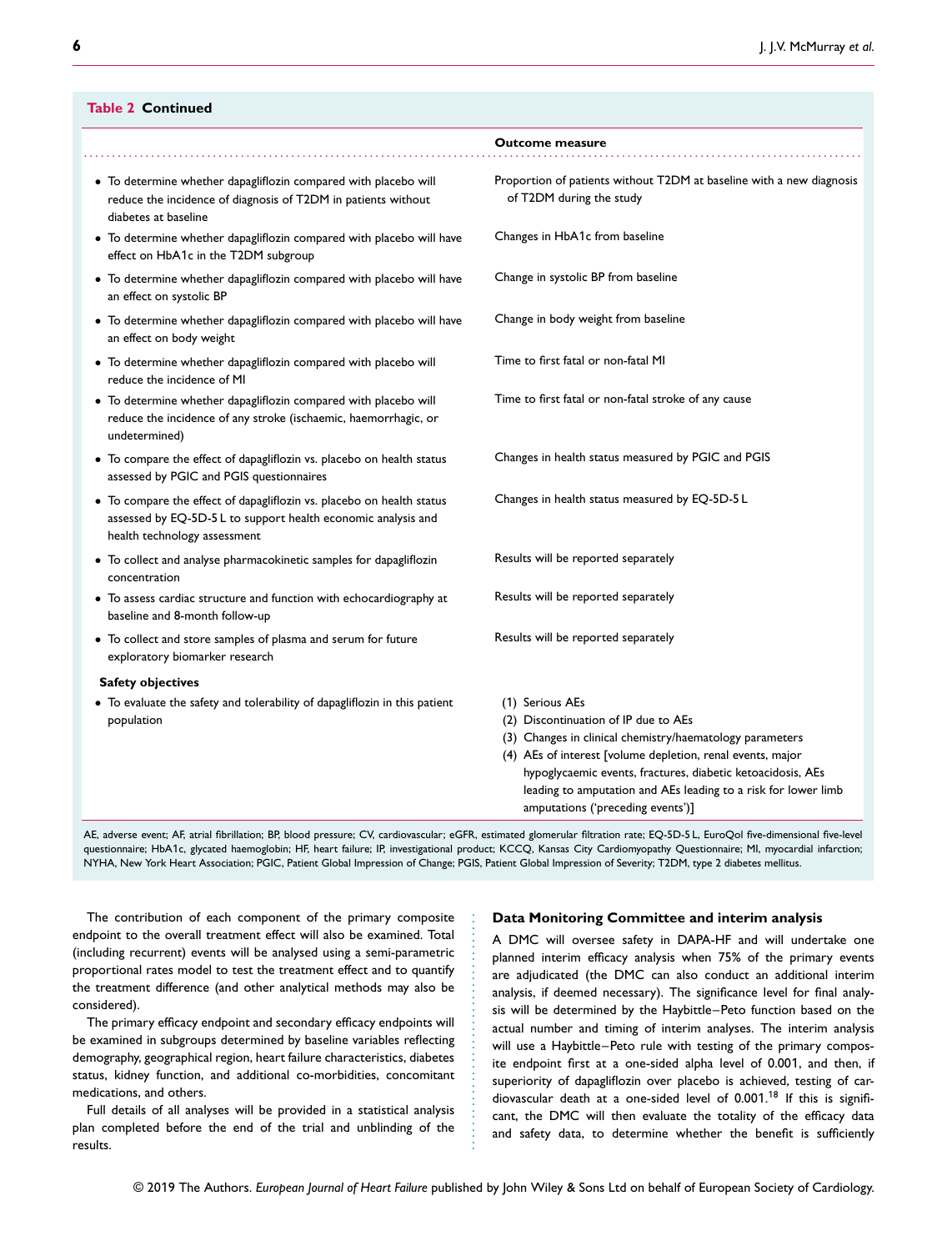**Table 2 Continued**

| | Outcome measure |
|---|---|
| • To determine whether dapagliflozin compared with placebo will reduce the incidence of diagnosis of T2DM in patients without diabetes at baseline | Proportion of patients without T2DM at baseline with a new diagnosis of T2DM during the study |
| • To determine whether dapagliflozin compared with placebo will have effect on HbA1c in the T2DM subgroup | Changes in HbA1c from baseline |
| • To determine whether dapagliflozin compared with placebo will have an effect on systolic BP | Change in systolic BP from baseline |
| • To determine whether dapagliflozin compared with placebo will have an effect on body weight | Change in body weight from baseline |
| • To determine whether dapagliflozin compared with placebo will reduce the incidence of MI | Time to first fatal or non-fatal MI |
| • To determine whether dapagliflozin compared with placebo will reduce the incidence of any stroke (ischaemic, haemorrhagic, or undetermined) | Time to first fatal or non-fatal stroke of any cause |
| • To compare the effect of dapagliflozin vs. placebo on health status assessed by PGIC and PGIS questionnaires | Changes in health status measured by PGIC and PGIS |
| • To compare the effect of dapagliflozin vs. placebo on health status assessed by EQ-5D-5 L to support health economic analysis and health technology assessment | Changes in health status measured by EQ-5D-5 L |
| • To collect and analyse pharmacokinetic samples for dapagliflozin concentration | Results will be reported separately |
| • To assess cardiac structure and function with echocardiography at baseline and 8-month follow-up | Results will be reported separately |
| • To collect and store samples of plasma and serum for future exploratory biomarker research | Results will be reported separately |
| **Safety objectives** | |
| • To evaluate the safety and tolerability of dapagliflozin in this patient population | (1) Serious AEs<br>(2) Discontinuation of IP due to AEs<br>(3) Changes in clinical chemistry/haematology parameters<br>(4) AEs of interest [volume depletion, renal events, major hypoglycaemic events, fractures, diabetic ketoacidosis, AEs leading to amputation and AEs leading to a risk for lower limb amputations ('preceding events')] |

AE, adverse event; AF, atrial fibrillation; BP, blood pressure; CV, cardiovascular; eGFR, estimated glomerular filtration rate; EQ-5D-5 L, EuroQol five-dimensional five-level questionnaire; HbA1c, glycated haemoglobin; HF, heart failure; IP, investigational product; KCCQ, Kansas City Cardiomyopathy Questionnaire; MI, myocardial infarction; NYHA, New York Heart Association; PGIC, Patient Global Impression of Change; PGIS, Patient Global Impression of Severity; T2DM, type 2 diabetes mellitus.

The contribution of each component of the primary composite endpoint to the overall treatment effect will also be examined. Total (including recurrent) events will be analysed using a semi-parametric proportional rates model to test the treatment effect and to quantify the treatment difference (and other analytical methods may also be considered).

The primary efficacy endpoint and secondary efficacy endpoints will be examined in subgroups determined by baseline variables reflecting demography, geographical region, heart failure characteristics, diabetes status, kidney function, and additional co-morbidities, concomitant medications, and others.

Full details of all analyses will be provided in a statistical analysis plan completed before the end of the trial and unblinding of the results.

## Data Monitoring Committee and interim analysis

A DMC will oversee safety in DAPA-HF and will undertake one planned interim efficacy analysis when 75% of the primary events are adjudicated (the DMC can also conduct an additional interim analysis, if deemed necessary). The significance level for final analysis will be determined by the Haybittle–Peto function based on the actual number and timing of interim analyses. The interim analysis will use a Haybittle–Peto rule with testing of the primary composite endpoint first at a one-sided alpha level of 0.001, and then, if superiority of dapagliflozin over placebo is achieved, testing of cardiovascular death at a one-sided level of 0.001.[18] If this is significant, the DMC will then evaluate the totality of the efficacy data and safety data, to determine whether the benefit is sufficiently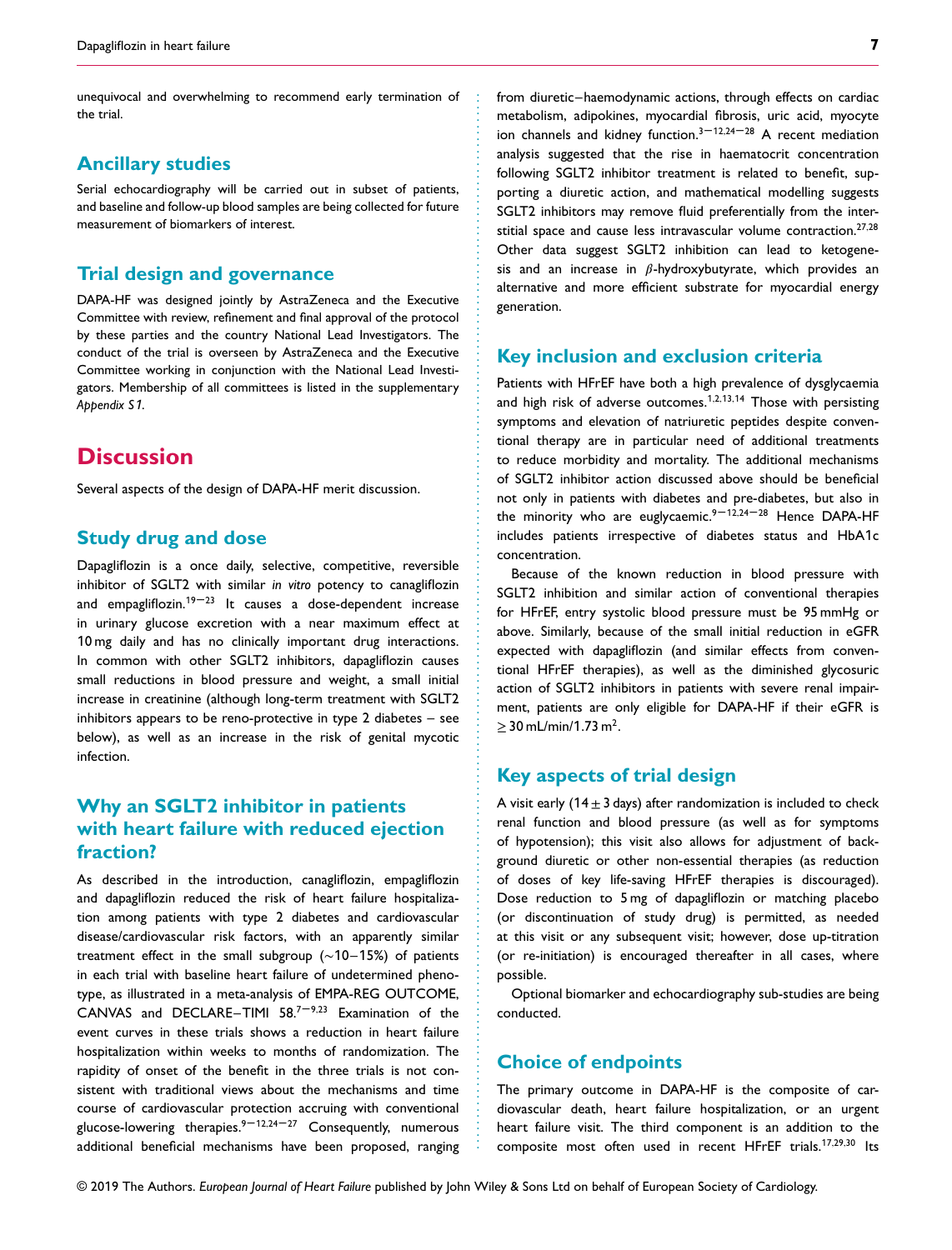unequivocal and overwhelming to recommend early termination of the trial.

## Ancillary studies

Serial echocardiography will be carried out in subset of patients, and baseline and follow-up blood samples are being collected for future measurement of biomarkers of interest.

## Trial design and governance

DAPA-HF was designed jointly by AstraZeneca and the Executive Committee with review, refinement and final approval of the protocol by these parties and the country National Lead Investigators. The conduct of the trial is overseen by AstraZeneca and the Executive Committee working in conjunction with the National Lead Investigators. Membership of all committees is listed in the supplementary *Appendix S1*.

# Discussion

Several aspects of the design of DAPA-HF merit discussion.

## Study drug and dose

Dapagliflozin is a once daily, selective, competitive, reversible inhibitor of SGLT2 with similar *in vitro* potency to canagliflozin and empagliflozin.[19–23] It causes a dose-dependent increase in urinary glucose excretion with a near maximum effect at 10 mg daily and has no clinically important drug interactions. In common with other SGLT2 inhibitors, dapagliflozin causes small reductions in blood pressure and weight, a small initial increase in creatinine (although long-term treatment with SGLT2 inhibitors appears to be reno-protective in type 2 diabetes – see below), as well as an increase in the risk of genital mycotic infection.

## Why an SGLT2 inhibitor in patients with heart failure with reduced ejection fraction?

As described in the introduction, canagliflozin, empagliflozin and dapagliflozin reduced the risk of heart failure hospitalization among patients with type 2 diabetes and cardiovascular disease/cardiovascular risk factors, with an apparently similar treatment effect in the small subgroup (~10–15%) of patients in each trial with baseline heart failure of undetermined phenotype, as illustrated in a meta-analysis of EMPA-REG OUTCOME, CANVAS and DECLARE–TIMI 58.[7–9,23] Examination of the event curves in these trials shows a reduction in heart failure hospitalization within weeks to months of randomization. The rapidity of onset of the benefit in the three trials is not consistent with traditional views about the mechanisms and time course of cardiovascular protection accruing with conventional glucose-lowering therapies.[9–12,24–27] Consequently, numerous additional beneficial mechanisms have been proposed, ranging from diuretic–haemodynamic actions, through effects on cardiac metabolism, adipokines, myocardial fibrosis, uric acid, myocyte ion channels and kidney function.[3–12,24–28] A recent mediation analysis suggested that the rise in haematocrit concentration following SGLT2 inhibitor treatment is related to benefit, supporting a diuretic action, and mathematical modelling suggests SGLT2 inhibitors may remove fluid preferentially from the interstitial space and cause less intravascular volume contraction.[27,28] Other data suggest SGLT2 inhibition can lead to ketogenesis and an increase in $\beta$-hydroxybutyrate, which provides an alternative and more efficient substrate for myocardial energy generation.

## Key inclusion and exclusion criteria

Patients with HFrEF have both a high prevalence of dysglycaemia and high risk of adverse outcomes.[1,2,13,14] Those with persisting symptoms and elevation of natriuretic peptides despite conventional therapy are in particular need of additional treatments to reduce morbidity and mortality. The additional mechanisms of SGLT2 inhibitor action discussed above should be beneficial not only in patients with diabetes and pre-diabetes, but also in the minority who are euglycaemic.[9–12,24–28] Hence DAPA-HF includes patients irrespective of diabetes status and HbA1c concentration.

Because of the known reduction in blood pressure with SGLT2 inhibition and similar action of conventional therapies for HFrEF, entry systolic blood pressure must be 95 mmHg or above. Similarly, because of the small initial reduction in eGFR expected with dapagliflozin (and similar effects from conventional HFrEF therapies), as well as the diminished glycosuric action of SGLT2 inhibitors in patients with severe renal impairment, patients are only eligible for DAPA-HF if their eGFR is $\geq 30$ mL/min/1.73 m$^2$.

## Key aspects of trial design

A visit early ($14 \pm 3$ days) after randomization is included to check renal function and blood pressure (as well as for symptoms of hypotension); this visit also allows for adjustment of background diuretic or other non-essential therapies (as reduction of doses of key life-saving HFrEF therapies is discouraged). Dose reduction to 5 mg of dapagliflozin or matching placebo (or discontinuation of study drug) is permitted, as needed at this visit or any subsequent visit; however, dose up-titration (or re-initiation) is encouraged thereafter in all cases, where possible.

Optional biomarker and echocardiography sub-studies are being conducted.

## Choice of endpoints

The primary outcome in DAPA-HF is the composite of cardiovascular death, heart failure hospitalization, or an urgent heart failure visit. The third component is an addition to the composite most often used in recent HFrEF trials.[17,29,30] Its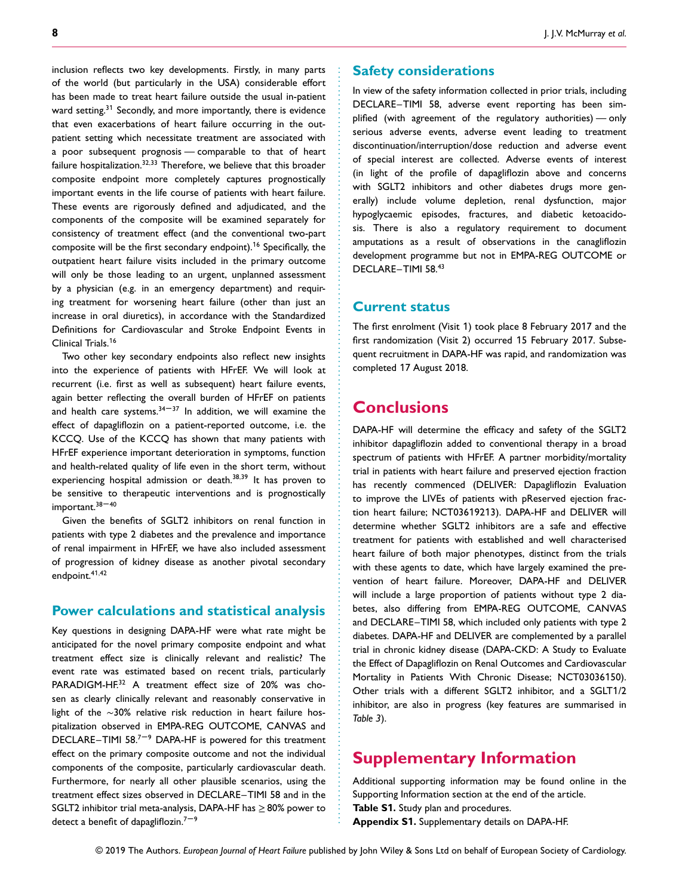inclusion reflects two key developments. Firstly, in many parts of the world (but particularly in the USA) considerable effort has been made to treat heart failure outside the usual in-patient ward setting.[31] Secondly, and more importantly, there is evidence that even exacerbations of heart failure occurring in the outpatient setting which necessitate treatment are associated with a poor subsequent prognosis — comparable to that of heart failure hospitalization.[32,33] Therefore, we believe that this broader composite endpoint more completely captures prognostically important events in the life course of patients with heart failure. These events are rigorously defined and adjudicated, and the components of the composite will be examined separately for consistency of treatment effect (and the conventional two-part composite will be the first secondary endpoint).[16] Specifically, the outpatient heart failure visits included in the primary outcome will only be those leading to an urgent, unplanned assessment by a physician (e.g. in an emergency department) and requiring treatment for worsening heart failure (other than just an increase in oral diuretics), in accordance with the Standardized Definitions for Cardiovascular and Stroke Endpoint Events in Clinical Trials.[16]

Two other key secondary endpoints also reflect new insights into the experience of patients with HFrEF. We will look at recurrent (i.e. first as well as subsequent) heart failure events, again better reflecting the overall burden of HFrEF on patients and health care systems.[34–37] In addition, we will examine the effect of dapagliflozin on a patient-reported outcome, i.e. the KCCQ. Use of the KCCQ has shown that many patients with HFrEF experience important deterioration in symptoms, function and health-related quality of life even in the short term, without experiencing hospital admission or death.[38,39] It has proven to be sensitive to therapeutic interventions and is prognostically important.[38–40]

Given the benefits of SGLT2 inhibitors on renal function in patients with type 2 diabetes and the prevalence and importance of renal impairment in HFrEF, we have also included assessment of progression of kidney disease as another pivotal secondary endpoint.[41,42]

## Power calculations and statistical analysis

Key questions in designing DAPA-HF were what rate might be anticipated for the novel primary composite endpoint and what treatment effect size is clinically relevant and realistic? The event rate was estimated based on recent trials, particularly PARADIGM-HF.[32] A treatment effect size of 20% was chosen as clearly clinically relevant and reasonably conservative in light of the ~30% relative risk reduction in heart failure hospitalization observed in EMPA-REG OUTCOME, CANVAS and DECLARE–TIMI 58.[7–9] DAPA-HF is powered for this treatment effect on the primary composite outcome and not the individual components of the composite, particularly cardiovascular death. Furthermore, for nearly all other plausible scenarios, using the treatment effect sizes observed in DECLARE–TIMI 58 and in the SGLT2 inhibitor trial meta-analysis, DAPA-HF has ≥ 80% power to detect a benefit of dapagliflozin.[7–9]

## Safety considerations

In view of the safety information collected in prior trials, including DECLARE–TIMI 58, adverse event reporting has been simplified (with agreement of the regulatory authorities) — only serious adverse events, adverse event leading to treatment discontinuation/interruption/dose reduction and adverse event of special interest are collected. Adverse events of interest (in light of the profile of dapagliflozin above and concerns with SGLT2 inhibitors and other diabetes drugs more generally) include volume depletion, renal dysfunction, major hypoglycaemic episodes, fractures, and diabetic ketoacidosis. There is also a regulatory requirement to document amputations as a result of observations in the canagliflozin development programme but not in EMPA-REG OUTCOME or DECLARE–TIMI 58.[43]

## Current status

The first enrolment (Visit 1) took place 8 February 2017 and the first randomization (Visit 2) occurred 15 February 2017. Subsequent recruitment in DAPA-HF was rapid, and randomization was completed 17 August 2018.

# Conclusions

DAPA-HF will determine the efficacy and safety of the SGLT2 inhibitor dapagliflozin added to conventional therapy in a broad spectrum of patients with HFrEF. A partner morbidity/mortality trial in patients with heart failure and preserved ejection fraction has recently commenced (DELIVER: Dapagliflozin Evaluation to improve the LIVEs of patients with pReserved ejection fraction heart failure; NCT03619213). DAPA-HF and DELIVER will determine whether SGLT2 inhibitors are a safe and effective treatment for patients with established and well characterised heart failure of both major phenotypes, distinct from the trials with these agents to date, which have largely examined the prevention of heart failure. Moreover, DAPA-HF and DELIVER will include a large proportion of patients without type 2 diabetes, also differing from EMPA-REG OUTCOME, CANVAS and DECLARE–TIMI 58, which included only patients with type 2 diabetes. DAPA-HF and DELIVER are complemented by a parallel trial in chronic kidney disease (DAPA-CKD: A Study to Evaluate the Effect of Dapagliflozin on Renal Outcomes and Cardiovascular Mortality in Patients With Chronic Disease; NCT03036150). Other trials with a different SGLT2 inhibitor, and a SGLT1/2 inhibitor, are also in progress (key features are summarised in *Table 3*).

# Supplementary Information

Additional supporting information may be found online in the Supporting Information section at the end of the article.

**Table S1.** Study plan and procedures.

**Appendix S1.** Supplementary details on DAPA-HF.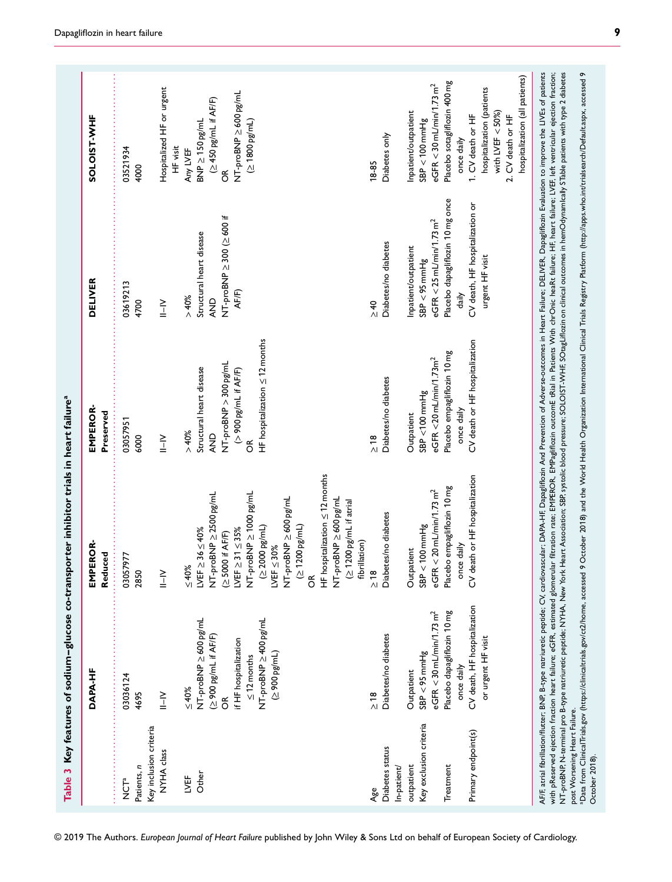**Table 3 Key features of sodium–glucose co-transporter inhibitor trials in heart failure[a]**

| | DAPA-HF | EMPEROR-Reduced | EMPEROR-Preserved | DELIVER | SOLOIST-WHF |
|---|---|---|---|---|---|
| NCT[a] | 03036124 | 03057977 | 03057951 | 03619213 | 03521934 |
| Patients, *n* | 4695 | 2850 | 6000 | 4700 | 4000 |
| Key inclusion criteria | | | | | |
| NYHA class | II–IV | II–IV | II–IV | II–IV | Hospitalized HF or urgent HF visit |
| LVEF | ≤40% | ≤40% | >40% | >40% | Any LVEF |
| Other | NT-proBNP ≥600 pg/mL (≥900 pg/mL if AF/F) OR if HF hospitalization ≤12 months NT-proBNP ≥400 pg/mL (≥900 pg/mL) | LVEF ≥36 ≤40% NT-proBNP ≥2500 pg/mL (≥5000 if AF/F) LVEF ≥31 ≤35% NT-proBNP ≥1000 pg/mL (≥2000 pg/mL) LVEF ≤30% NT-proBNP ≥600 pg/mL (≥1200 pg/mL) OR HF hospitalization ≤12 months NT-proBNP ≥600 pg/mL (≥1200 pg/mL if atrial fibrillation) | Structural heart disease AND NT-proBNP >300 pg/mL (>900 pg/mL if AF/F) OR HF hospitalization ≤12 months | Structural heart disease AND NT-proBNP ≥300 (≥600 if AF/F) | BNP ≥150 pg/mL (≥450 pg/mL if AF/F) OR NT-proBNP ≥600 pg/mL (≥1800 pg/mL) |
| Age | ≥18 | ≥18 | ≥18 | ≥40 | 18-85 |
| Diabetes status | Diabetes/no diabetes | Diabetes/no diabetes | Diabetes/no diabetes | Diabetes/no diabetes | Diabetes only |
| In-patient/outpatient | Outpatient | Outpatient | Outpatient | Inpatient/outpatient | Inpatient/outpatient |
| Key exclusion criteria | SBP <95 mmHg eGFR <30 mL/min/1.73 m² | SBP <100 mmHg eGFR <20 mL/min/1.73 m² | SBP <100 mmHg eGFR <20 mL/min/1.73m² | SBP <95 mmHg eGFR <25 mL/min/1.73 m² | SBP <100 mmHg eGFR <30 mL/min/1.73 m² |
| Treatment | Placebo dapagliflozin 10 mg once daily | Placebo empagliflozin 10 mg once daily | Placebo empagliflozin 10 mg once daily | Placebo dapagliflozin 10 mg once daily | Placebo sotagliflozin 400 mg once daily |
| Primary endpoint(s) | CV death, HF hospitalization or urgent HF visit | CV death or HF hospitalization | CV death or HF hospitalization | CV death, HF hospitalization or urgent HF visit | 1. CV death or HF hospitalization (patients with LVEF <50%) 2. CV death or HF hospitalization (all patients) |

AF/F, atrial fibrillation/flutter; BNP, B-type natriuretic peptide; CV, cardiovascular; DAPA-HF, Dapagliflozin And Prevention of Adverse-outcomes in Heart Failure; DELIVER, Dapagliflozin Evaluation to improve the LIVEs of patients with pReserved ejection fraction heart failure; eGFR, estimated glomerular filtration rate; EMPEROR, EMPagliflozin outcomE tRial in Patients With chrOnic heaRt failure; HF, heart failure; LVEF, left ventricular ejection fraction; NT-proBNP, N-terminal pro B-type natriuretic peptide; NYHA, New York Heart Association; SBP, systolic blood pressure; SOLOIST-WHF, SOtagLIflozin on clinical outcomes in hemOdynamically STable patients with type 2 diabetes post Worsening Heart Failure.

[a]Data from ClinicalTrials.gov (https://clinicaltrials.gov/ct2/home, accessed 9 October 2018) and the World Health Organization International Clinical Trials Registry Platform (http://apps.who.int/trialsearch/Default.aspx, accessed 9 October 2018).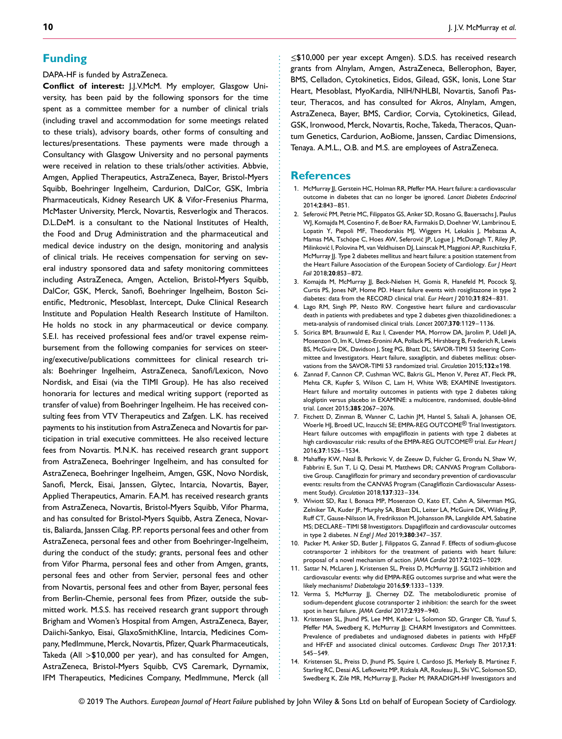## Funding

DAPA-HF is funded by AstraZeneca.

**Conflict of interest:** J.J.V.McM. My employer, Glasgow University, has been paid by the following sponsors for the time spent as a committee member for a number of clinical trials (including travel and accommodation for some meetings related to these trials), advisory boards, other forms of consulting and lectures/presentations. These payments were made through a Consultancy with Glasgow University and no personal payments were received in relation to these trials/other activities. Abbvie, Amgen, Applied Therapeutics, AstraZeneca, Bayer, Bristol-Myers Squibb, Boehringer Ingelheim, Cardurion, DalCor, GSK, Imbria Pharmaceuticals, Kidney Research UK & Vifor-Fresenius Pharma, McMaster University, Merck, Novartis, Resverlogix and Theracos. D.L.DeM. is a consultant to the National Institutes of Health, the Food and Drug Administration and the pharmaceutical and medical device industry on the design, monitoring and analysis of clinical trials. He receives compensation for serving on several industry sponsored data and safety monitoring committees including AstraZeneca, Amgen, Actelion, Bristol-Myers Squibb, DalCor, GSK, Merck, Sanofi, Boehringer Ingelheim, Boston Scientific, Medtronic, Mesoblast, Intercept, Duke Clinical Research Institute and Population Health Research Institute of Hamilton. He holds no stock in any pharmaceutical or device company. S.E.I. has received professional fees and/or travel expense reimbursement from the following companies for services on steering/executive/publications committees for clinical research trials: Boehringer Ingelheim, AstraZeneca, Sanofi/Lexicon, Novo Nordisk, and Eisai (via the TIMI Group). He has also received honoraria for lectures and medical writing support (reported as transfer of value) from Boehringer Ingelheim. He has received consulting fees from VTV Therapeutics and Zafgen. L.K. has received payments to his institution from AstraZeneca and Novartis for participation in trial executive committees. He also received lecture fees from Novartis. M.N.K. has received research grant support from AstraZeneca, Boehringer Ingelheim, and has consulted for AstraZeneca, Boehringer Ingelheim, Amgen, GSK, Novo Nordisk, Sanofi, Merck, Eisai, Janssen, Glytec, Intarcia, Novartis, Bayer, Applied Therapeutics, Amarin. F.A.M. has received research grants from AstraZeneca, Novartis, Bristol-Myers Squibb, Vifor Pharma, and has consulted for Bristol-Myers Squibb, Astra Zeneca, Novartis, Baliarda, Janssen Cilag. P.P. reports personal fees and other from AstraZeneca, personal fees and other from Boehringer-Ingelheim, during the conduct of the study; grants, personal fees and other from Vifor Pharma, personal fees and other from Amgen, grants, personal fees and other from Servier, personal fees and other from Novartis, personal fees and other from Bayer, personal fees from Berlin-Chemie, personal fees from Pfizer, outside the submitted work. M.S.S. has received research grant support through Brigham and Women's Hospital from Amgen, AstraZeneca, Bayer, Daiichi-Sankyo, Eisai, GlaxoSmithKline, Intarcia, Medicines Company, MedImmune, Merck, Novartis, Pfizer, Quark Pharmaceuticals, Takeda (All >$10,000 per year), and has consulted for Amgen, AstraZeneca, Bristol-Myers Squibb, CVS Caremark, Dyrnamix, IFM Therapeutics, Medicines Company, MedImmune, Merck (all ≤$10,000 per year except Amgen). S.D.S. has received research grants from Alnylam, Amgen, AstraZeneca, Bellerophon, Bayer, BMS, Celladon, Cytokinetics, Eidos, Gilead, GSK, Ionis, Lone Star Heart, Mesoblast, MyoKardia, NIH/NHLBI, Novartis, Sanofi Pasteur, Theracos, and has consulted for Akros, Alnylam, Amgen, AstraZeneca, Bayer, BMS, Cardior, Corvia, Cytokinetics, Gilead, GSK, Ironwood, Merck, Novartis, Roche, Takeda, Theracos, Quantum Genetics, Cardurion, AoBiome, Janssen, Cardiac Dimensions, Tenaya. A.M.L., O.B. and M.S. are employees of AstraZeneca.

## References

1. McMurray JJ, Gerstein HC, Holman RR, Pfeffer MA. Heart failure: a cardiovascular outcome in diabetes that can no longer be ignored. *Lancet Diabetes Endocrinol* 2014;**2**:843–851.
2. Seferović PM, Petrie MC, Filippatos GS, Anker SD, Rosano G, Bauersachs J, Paulus WJ, Komajda M, Cosentino F, de Boer RA, Farmakis D, Doehner W, Lambrinou E, Lopatin Y, Piepoli MF, Theodorakis MJ, Wiggers H, Lekakis J, Mebazaa A, Mamas MA, Tschöpe C, Hoes AW, Seferović JP, Logue J, McDonagh T, Riley JP, Milinković I, Polovina M, van Veldhuisen DJ, Lainscak M, Maggioni AP, Ruschitzka F, McMurray JJ. Type 2 diabetes mellitus and heart failure: a position statement from the Heart Failure Association of the European Society of Cardiology. *Eur J Heart Fail* 2018;**20**:853–872.
3. Komajda M, McMurray JJ, Beck-Nielsen H, Gomis R, Hanefeld M, Pocock SJ, Curtis PS, Jones NP, Home PD. Heart failure events with rosiglitazone in type 2 diabetes: data from the RECORD clinical trial. *Eur Heart J* 2010;**31**:824–831.
4. Lago RM, Singh PP, Nesto RW. Congestive heart failure and cardiovascular death in patients with prediabetes and type 2 diabetes given thiazolidinediones: a meta-analysis of randomised clinical trials. *Lancet* 2007;**370**:1129–1136.
5. Scirica BM, Braunwald E, Raz I, Cavender MA, Morrow DA, Jarolim P, Udell JA, Mosenzon O, Im K, Umez-Eronini AA, Pollack PS, Hirshberg B, Frederich R, Lewis BS, McGuire DK, Davidson J, Steg PG, Bhatt DL; SAVOR-TIMI 53 Steering Committee and Investigators. Heart failure, saxagliptin, and diabetes mellitus: observations from the SAVOR-TIMI 53 randomized trial. *Circulation* 2015;**132**:e198.
6. Zannad F, Cannon CP, Cushman WC, Bakris GL, Menon V, Perez AT, Fleck PR, Mehta CR, Kupfer S, Wilson C, Lam H, White WB; EXAMINE Investigators. Heart failure and mortality outcomes in patients with type 2 diabetes taking alogliptin versus placebo in EXAMINE: a multicentre, randomised, double-blind trial. *Lancet* 2015;**385**:2067–2076.
7. Fitchett D, Zinman B, Wanner C, Lachin JM, Hantel S, Salsali A, Johansen OE, Woerle HJ, Broedl UC, Inzucchi SE; EMPA-REG OUTCOME® Trial Investigators. Heart failure outcomes with empagliflozin in patients with type 2 diabetes at high cardiovascular risk: results of the EMPA-REG OUTCOME® trial. *Eur Heart J* 2016;**37**:1526–1534.
8. Mahaffey KW, Neal B, Perkovic V, de Zeeuw D, Fulcher G, Erondu N, Shaw W, Fabbrini E, Sun T, Li Q, Desai M, Matthews DR; CANVAS Program Collaborative Group. Canagliflozin for primary and secondary prevention of cardiovascular events: results from the CANVAS Program (Canagliflozin Cardiovascular Assessment Study). *Circulation* 2018;**137**:323–334.
9. Wiviott SD, Raz I, Bonaca MP, Mosenzon O, Kato ET, Cahn A, Silverman MG, Zelniker TA, Kuder JF, Murphy SA, Bhatt DL, Leiter LA, McGuire DK, Wilding JP, Ruff CT, Gause-Nilsson IA, Fredriksson M, Johansson PA, Langkilde AM, Sabatine MS; DECLARE–TIMI 58 Investigators. Dapagliflozin and cardiovascular outcomes in type 2 diabetes. *N Engl J Med* 2019;**380**:347–357.
10. Packer M, Anker SD, Butler J, Filippatos G, Zannad F. Effects of sodium-glucose cotransporter 2 inhibitors for the treatment of patients with heart failure: proposal of a novel mechanism of action. *JAMA Cardiol* 2017;**2**:1025–1029.
11. Sattar N, McLaren J, Kristensen SL, Preiss D, McMurray JJ. SGLT2 inhibition and cardiovascular events: why did EMPA-REG outcomes surprise and what were the likely mechanisms? *Diabetologia* 2016;**59**:1333–1339.
12. Verma S, McMurray JJ, Cherney DZ. The metabolodiuretic promise of sodium-dependent glucose cotransporter 2 inhibition: the search for the sweet spot in heart failure. *JAMA Cardiol* 2017;**2**:939–940.
13. Kristensen SL, Jhund PS, Lee MM, Køber L, Solomon SD, Granger CB, Yusuf S, Pfeffer MA, Swedberg K, McMurray JJ; CHARM Investigators and Committees. Prevalence of prediabetes and undiagnosed diabetes in patients with HFpEF and HFrEF and associated clinical outcomes. *Cardiovasc Drugs Ther* 2017;**31**: 545–549.
14. Kristensen SL, Preiss D, Jhund PS, Squire I, Cardoso JS, Merkely B, Martinez F, Starling RC, Desai AS, Lefkowitz MP, Rizkala AR, Rouleau JL, Shi VC, Solomon SD, Swedberg K, Zile MR, McMurray JJ, Packer M; PARADIGM-HF Investigators and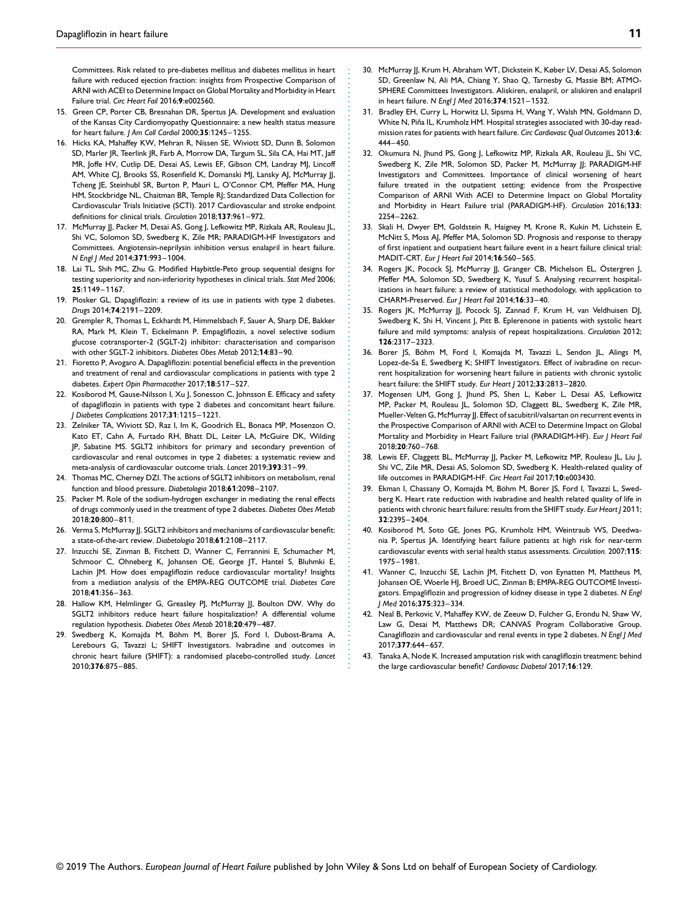Committees. Risk related to pre-diabetes mellitus and diabetes mellitus in heart failure with reduced ejection fraction: insights from Prospective Comparison of ARNI with ACEI to Determine Impact on Global Mortality and Morbidity in Heart Failure trial. *Circ Heart Fail* 2016;**9**:e002560.

15. Green CP, Porter CB, Bresnahan DR, Spertus JA. Development and evaluation of the Kansas City Cardiomyopathy Questionnaire: a new health status measure for heart failure. *J Am Coll Cardiol* 2000;**35**:1245–1255.
16. Hicks KA, Mahaffey KW, Mehran R, Nissen SE, Wiviott SD, Dunn B, Solomon SD, Marler JR, Teerlink JR, Farb A, Morrow DA, Targum SL, Sila CA, Hai MT, Jaff MR, Joffe HV, Cutlip DE, Desai AS, Lewis EF, Gibson CM, Landray MJ, Lincoff AM, White CJ, Brooks SS, Rosenfield K, Domanski MJ, Lansky AJ, McMurray JJ, Tcheng JE, Steinhubl SR, Burton P, Mauri L, O'Connor CM, Pfeffer MA, Hung HM, Stockbridge NL, Chaitman BR, Temple RJ; Standardized Data Collection for Cardiovascular Trials Initiative (SCTI). 2017 Cardiovascular and stroke endpoint definitions for clinical trials. *Circulation* 2018;**137**:961–972.
17. McMurray JJ, Packer M, Desai AS, Gong J, Lefkowitz MP, Rizkala AR, Rouleau JL, Shi VC, Solomon SD, Swedberg K, Zile MR; PARADIGM-HF Investigators and Committees. Angiotensin-neprilysin inhibition versus enalapril in heart failure. *N Engl J Med* 2014;**371**:993–1004.
18. Lai TL, Shih MC, Zhu G. Modified Haybittle-Peto group sequential designs for testing superiority and non-inferiority hypotheses in clinical trials. *Stat Med* 2006; **25**:1149–1167.
19. Plosker GL. Dapagliflozin: a review of its use in patients with type 2 diabetes. *Drugs* 2014;**74**:2191–2209.
20. Grempler R, Thomas L, Eckhardt M, Himmelsbach F, Sauer A, Sharp DE, Bakker RA, Mark M, Klein T, Eickelmann P. Empagliflozin, a novel selective sodium glucose cotransporter-2 (SGLT-2) inhibitor: characterisation and comparison with other SGLT-2 inhibitors. *Diabetes Obes Metab* 2012;**14**:83–90.
21. Fioretto P, Avogaro A. Dapagliflozin: potential beneficial effects in the prevention and treatment of renal and cardiovascular complications in patients with type 2 diabetes. *Expert Opin Pharmacother* 2017;**18**:517–527.
22. Kosiborod M, Gause-Nilsson I, Xu J, Sonesson C, Johnsson E. Efficacy and safety of dapagliflozin in patients with type 2 diabetes and concomitant heart failure. *J Diabetes Complications* 2017;**31**:1215–1221.
23. Zelniker TA, Wiviott SD, Raz I, Im K, Goodrich EL, Bonaca MP, Mosenzon O, Kato ET, Cahn A, Furtado RH, Bhatt DL, Leiter LA, McGuire DK, Wilding JP, Sabatine MS. SGLT2 inhibitors for primary and secondary prevention of cardiovascular and renal outcomes in type 2 diabetes: a systematic review and meta-analysis of cardiovascular outcome trials. *Lancet* 2019;**393**:31–99.
24. Thomas MC, Cherney DZI. The actions of SGLT2 inhibitors on metabolism, renal function and blood pressure. *Diabetologia* 2018;**61**:2098–2107.
25. Packer M. Role of the sodium-hydrogen exchanger in mediating the renal effects of drugs commonly used in the treatment of type 2 diabetes. *Diabetes Obes Metab* 2018;**20**:800–811.
26. Verma S, McMurray JJ. SGLT2 inhibitors and mechanisms of cardiovascular benefit: a state-of-the-art review. *Diabetologia* 2018;**61**:2108–2117.
27. Inzucchi SE, Zinman B, Fitchett D, Wanner C, Ferrannini E, Schumacher M, Schmoor C, Ohneberg K, Johansen OE, George JT, Hantel S, Bluhmki E, Lachin JM. How does empagliflozin reduce cardiovascular mortality? Insights from a mediation analysis of the EMPA-REG OUTCOME trial. *Diabetes Care* 2018;**41**:356–363.
28. Hallow KM, Helmlinger G, Greasley PJ, McMurray JJ, Boulton DW. Why do SGLT2 inhibitors reduce heart failure hospitalization? A differential volume regulation hypothesis. *Diabetes Obes Metab* 2018;**20**:479–487.
29. Swedberg K, Komajda M, Böhm M, Borer JS, Ford I, Dubost-Brama A, Lerebours G, Tavazzi L; SHIFT Investigators. Ivabradine and outcomes in chronic heart failure (SHIFT): a randomised placebo-controlled study. *Lancet* 2010;**376**:875–885.
30. McMurray JJ, Krum H, Abraham WT, Dickstein K, Køber LV, Desai AS, Solomon SD, Greenlaw N, Ali MA, Chiang Y, Shao Q, Tarnesby G, Massie BM; ATMOSPHERE Committees Investigators. Aliskiren, enalapril, or aliskiren and enalapril in heart failure. *N Engl J Med* 2016;**374**:1521–1532.
31. Bradley EH, Curry L, Horwitz LI, Sipsma H, Wang Y, Walsh MN, Goldmann D, White N, Piña IL, Krumholz HM. Hospital strategies associated with 30-day readmission rates for patients with heart failure. *Circ Cardiovasc Qual Outcomes* 2013;**6**: 444–450.
32. Okumura N, Jhund PS, Gong J, Lefkowitz MP, Rizkala AR, Rouleau JL, Shi VC, Swedberg K, Zile MR, Solomon SD, Packer M, McMurray JJ; PARADIGM-HF Investigators and Committees. Importance of clinical worsening of heart failure treated in the outpatient setting: evidence from the Prospective Comparison of ARNI With ACEI to Determine Impact on Global Mortality and Morbidity in Heart Failure trial (PARADIGM-HF). *Circulation* 2016;**133**: 2254–2262.
33. Skali H, Dwyer EM, Goldstein R, Haigney M, Krone R, Kukin M, Lichstein E, McNitt S, Moss AJ, Pfeffer MA, Solomon SD. Prognosis and response to therapy of first inpatient and outpatient heart failure event in a heart failure clinical trial: MADIT-CRT. *Eur J Heart Fail* 2014;**16**:560–565.
34. Rogers JK, Pocock SJ, McMurray JJ, Granger CB, Michelson EL, Östergren J, Pfeffer MA, Solomon SD, Swedberg K, Yusuf S. Analysing recurrent hospitalizations in heart failure: a review of statistical methodology, with application to CHARM-Preserved. *Eur J Heart Fail* 2014;**16**:33–40.
35. Rogers JK, McMurray JJ, Pocock SJ, Zannad F, Krum H, van Veldhuisen DJ, Swedberg K, Shi H, Vincent J, Pitt B. Eplerenone in patients with systolic heart failure and mild symptoms: analysis of repeat hospitalizations. *Circulation* 2012; **126**:2317–2323.
36. Borer JS, Böhm M, Ford I, Komajda M, Tavazzi L, Sendon JL, Alings M, Lopez-de-Sa E, Swedberg K; SHIFT Investigators. Effect of ivabradine on recurrent hospitalization for worsening heart failure in patients with chronic systolic heart failure: the SHIFT study. *Eur Heart J* 2012;**33**:2813–2820.
37. Mogensen UM, Gong J, Jhund PS, Shen L, Køber L, Desai AS, Lefkowitz MP, Packer M, Rouleau JL, Solomon SD, Claggett BL, Swedberg K, Zile MR, Mueller-Velten G, McMurray JJ. Effect of sacubitril/valsartan on recurrent events in the Prospective Comparison of ARNI with ACEI to Determine Impact on Global Mortality and Morbidity in Heart Failure trial (PARADIGM-HF). *Eur J Heart Fail* 2018;**20**:760–768.
38. Lewis EF, Claggett BL, McMurray JJ, Packer M, Lefkowitz MP, Rouleau JL, Liu J, Shi VC, Zile MR, Desai AS, Solomon SD, Swedberg K. Health-related quality of life outcomes in PARADIGM-HF. *Circ Heart Fail* 2017;**10**:e003430.
39. Ekman I, Chassany O, Komajda M, Böhm M, Borer JS, Ford I, Tavazzi L, Swedberg K. Heart rate reduction with ivabradine and health related quality of life in patients with chronic heart failure: results from the SHIFT study. *Eur Heart J* 2011; **32**:2395–2404.
40. Kosiborod M, Soto GE, Jones PG, Krumholz HM, Weintraub WS, Deedwania P, Spertus JA. Identifying heart failure patients at high risk for near-term cardiovascular events with serial health status assessments. *Circulation.* 2007;**115**: 1975–1981.
41. Wanner C, Inzucchi SE, Lachin JM, Fitchett D, von Eynatten M, Mattheus M, Johansen OE, Woerle HJ, Broedl UC, Zinman B; EMPA-REG OUTCOME Investigators. Empagliflozin and progression of kidney disease in type 2 diabetes. *N Engl J Med* 2016;**375**:323–334.
42. Neal B, Perkovic V, Mahaffey KW, de Zeeuw D, Fulcher G, Erondu N, Shaw W, Law G, Desai M, Matthews DR; CANVAS Program Collaborative Group. Canagliflozin and cardiovascular and renal events in type 2 diabetes. *N Engl J Med* 2017;**377**:644–657.
43. Tanaka A, Node K. Increased amputation risk with canagliflozin treatment: behind the large cardiovascular benefit? *Cardiovasc Diabetol* 2017;**16**:129.